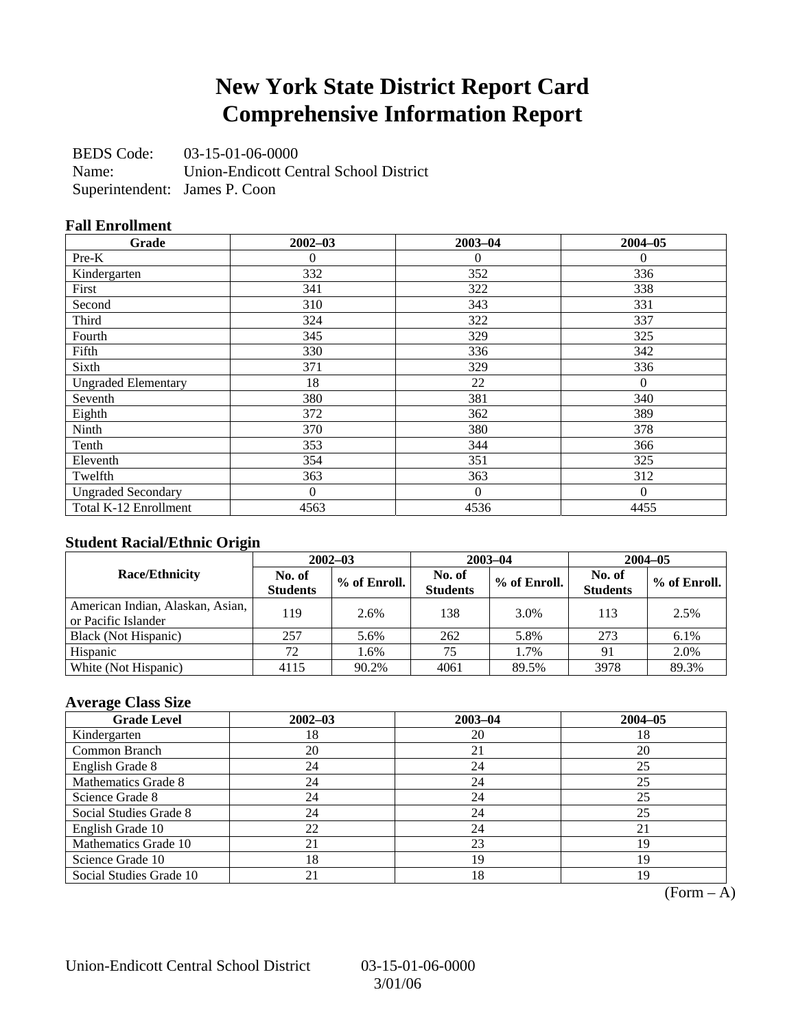# New York State District Report Card
# Comprehensive Information Report

BEDS Code: 03-15-01-06-0000
Name: Union-Endicott Central School District
Superintendent: James P. Coon

### Fall Enrollment

| Grade | 2002–03 | 2003–04 | 2004–05 |
|---|---|---|---|
| Pre-K | 0 | 0 | 0 |
| Kindergarten | 332 | 352 | 336 |
| First | 341 | 322 | 338 |
| Second | 310 | 343 | 331 |
| Third | 324 | 322 | 337 |
| Fourth | 345 | 329 | 325 |
| Fifth | 330 | 336 | 342 |
| Sixth | 371 | 329 | 336 |
| Ungraded Elementary | 18 | 22 | 0 |
| Seventh | 380 | 381 | 340 |
| Eighth | 372 | 362 | 389 |
| Ninth | 370 | 380 | 378 |
| Tenth | 353 | 344 | 366 |
| Eleventh | 354 | 351 | 325 |
| Twelfth | 363 | 363 | 312 |
| Ungraded Secondary | 0 | 0 | 0 |
| Total K-12 Enrollment | 4563 | 4536 | 4455 |

### Student Racial/Ethnic Origin

| Race/Ethnicity | 2002–03 | | 2003–04 | | 2004–05 | |
|---|---|---|---|---|---|---|
| | No. of Students | % of Enroll. | No. of Students | % of Enroll. | No. of Students | % of Enroll. |
| American Indian, Alaskan, Asian, or Pacific Islander | 119 | 2.6% | 138 | 3.0% | 113 | 2.5% |
| Black (Not Hispanic) | 257 | 5.6% | 262 | 5.8% | 273 | 6.1% |
| Hispanic | 72 | 1.6% | 75 | 1.7% | 91 | 2.0% |
| White (Not Hispanic) | 4115 | 90.2% | 4061 | 89.5% | 3978 | 89.3% |

### Average Class Size

| Grade Level | 2002–03 | 2003–04 | 2004–05 |
|---|---|---|---|
| Kindergarten | 18 | 20 | 18 |
| Common Branch | 20 | 21 | 20 |
| English Grade 8 | 24 | 24 | 25 |
| Mathematics Grade 8 | 24 | 24 | 25 |
| Science Grade 8 | 24 | 24 | 25 |
| Social Studies Grade 8 | 24 | 24 | 25 |
| English Grade 10 | 22 | 24 | 21 |
| Mathematics Grade 10 | 21 | 23 | 19 |
| Science Grade 10 | 18 | 19 | 19 |
| Social Studies Grade 10 | 21 | 18 | 19 |

(Form – A)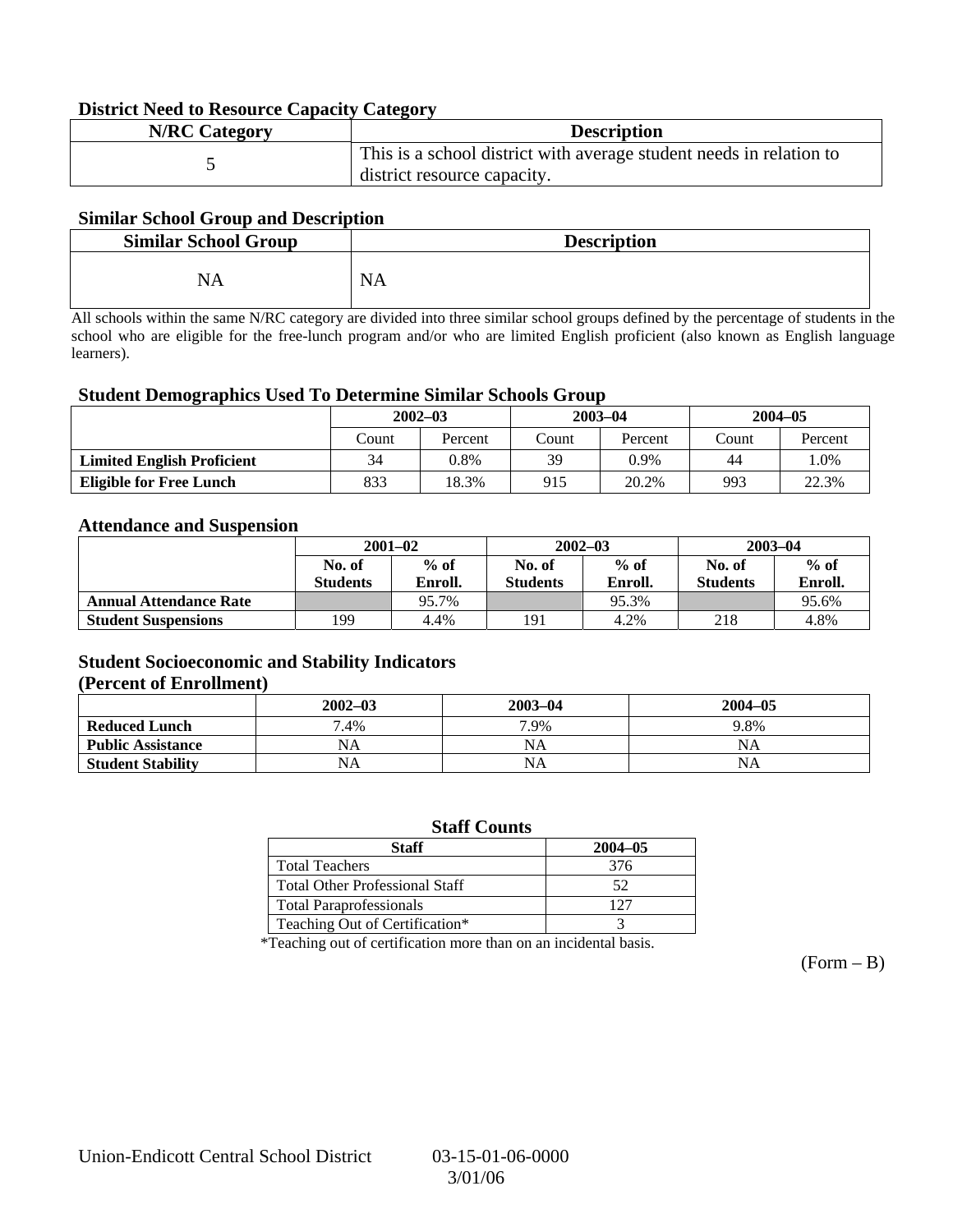### District Need to Resource Capacity Category

| N/RC Category | Description |
|---|---|
| 5 | This is a school district with average student needs in relation to district resource capacity. |

### Similar School Group and Description

| Similar School Group | Description |
|---|---|
| NA | NA |

All schools within the same N/RC category are divided into three similar school groups defined by the percentage of students in the school who are eligible for the free-lunch program and/or who are limited English proficient (also known as English language learners).

### Student Demographics Used To Determine Similar Schools Group

| | 2002–03 | | 2003–04 | | 2004–05 | |
|---|---|---|---|---|---|---|
| | Count | Percent | Count | Percent | Count | Percent |
| **Limited English Proficient** | 34 | 0.8% | 39 | 0.9% | 44 | 1.0% |
| **Eligible for Free Lunch** | 833 | 18.3% | 915 | 20.2% | 993 | 22.3% |

### Attendance and Suspension

| | 2001–02 | | 2002–03 | | 2003–04 | |
|---|---|---|---|---|---|---|
| | No. of Students | % of Enroll. | No. of Students | % of Enroll. | No. of Students | % of Enroll. |
| **Annual Attendance Rate** | | 95.7% | | 95.3% | | 95.6% |
| **Student Suspensions** | 199 | 4.4% | 191 | 4.2% | 218 | 4.8% |

### Student Socioeconomic and Stability Indicators (Percent of Enrollment)

| | 2002–03 | 2003–04 | 2004–05 |
|---|---|---|---|
| **Reduced Lunch** | 7.4% | 7.9% | 9.8% |
| **Public Assistance** | NA | NA | NA |
| **Student Stability** | NA | NA | NA |

### Staff Counts

| Staff | 2004–05 |
|---|---|
| Total Teachers | 376 |
| Total Other Professional Staff | 52 |
| Total Paraprofessionals | 127 |
| Teaching Out of Certification* | 3 |

*Teaching out of certification more than on an incidental basis.

(Form – B)

Union-Endicott Central School District 03-15-01-06-0000 3/01/06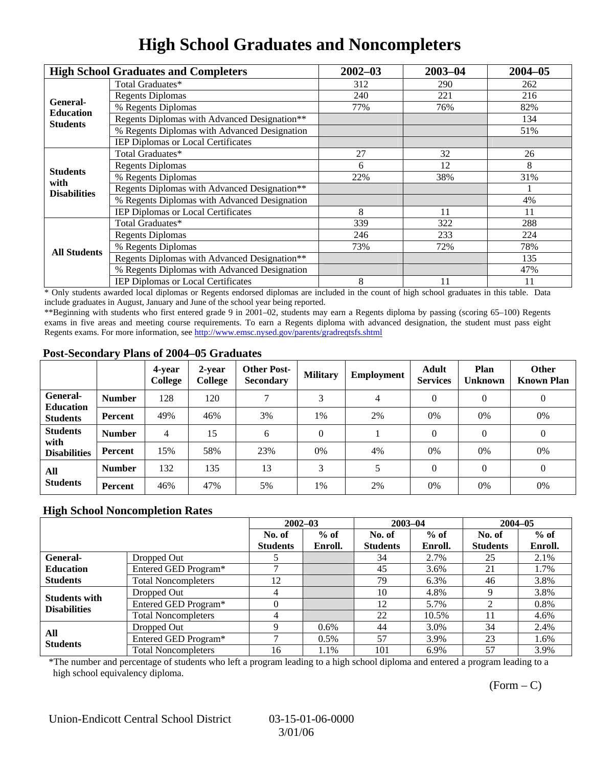# High School Graduates and Noncompleters

| High School Graduates and Completers | | 2002–03 | 2003–04 | 2004–05 |
|---|---|---|---|---|
| General-Education Students | Total Graduates* | 312 | 290 | 262 |
| | Regents Diplomas | 240 | 221 | 216 |
| | % Regents Diplomas | 77% | 76% | 82% |
| | Regents Diplomas with Advanced Designation** | | | 134 |
| | % Regents Diplomas with Advanced Designation | | | 51% |
| | IEP Diplomas or Local Certificates | | | |
| Students with Disabilities | Total Graduates* | 27 | 32 | 26 |
| | Regents Diplomas | 6 | 12 | 8 |
| | % Regents Diplomas | 22% | 38% | 31% |
| | Regents Diplomas with Advanced Designation** | | | 1 |
| | % Regents Diplomas with Advanced Designation | | | 4% |
| | IEP Diplomas or Local Certificates | 8 | 11 | 11 |
| All Students | Total Graduates* | 339 | 322 | 288 |
| | Regents Diplomas | 246 | 233 | 224 |
| | % Regents Diplomas | 73% | 72% | 78% |
| | Regents Diplomas with Advanced Designation** | | | 135 |
| | % Regents Diplomas with Advanced Designation | | | 47% |
| | IEP Diplomas or Local Certificates | 8 | 11 | 11 |

* Only students awarded local diplomas or Regents endorsed diplomas are included in the count of high school graduates in this table. Data include graduates in August, January and June of the school year being reported.

**Beginning with students who first entered grade 9 in 2001–02, students may earn a Regents diploma by passing (scoring 65–100) Regents exams in five areas and meeting course requirements. To earn a Regents diploma with advanced designation, the student must pass eight Regents exams. For more information, see http://www.emsc.nysed.gov/parents/gradreqtsfs.shtml

## Post-Secondary Plans of 2004–05 Graduates

| | | 4-year College | 2-year College | Other Post-Secondary | Military | Employment | Adult Services | Plan Unknown | Other Known Plan |
|---|---|---|---|---|---|---|---|---|---|
| General-Education Students | Number | 128 | 120 | 7 | 3 | 4 | 0 | 0 | 0 |
| | Percent | 49% | 46% | 3% | 1% | 2% | 0% | 0% | 0% |
| Students with Disabilities | Number | 4 | 15 | 6 | 0 | 1 | 0 | 0 | 0 |
| | Percent | 15% | 58% | 23% | 0% | 4% | 0% | 0% | 0% |
| All Students | Number | 132 | 135 | 13 | 3 | 5 | 0 | 0 | 0 |
| | Percent | 46% | 47% | 5% | 1% | 2% | 0% | 0% | 0% |

## High School Noncompletion Rates

| | | 2002–03 | | 2003–04 | | 2004–05 | |
|---|---|---|---|---|---|---|---|
| | | No. of Students | % of Enroll. | No. of Students | % of Enroll. | No. of Students | % of Enroll. |
| General-Education Students | Dropped Out | 5 | | 34 | 2.7% | 25 | 2.1% |
| | Entered GED Program* | 7 | | 45 | 3.6% | 21 | 1.7% |
| | Total Noncompleters | 12 | | 79 | 6.3% | 46 | 3.8% |
| Students with Disabilities | Dropped Out | 4 | | 10 | 4.8% | 9 | 3.8% |
| | Entered GED Program* | 0 | | 12 | 5.7% | 2 | 0.8% |
| | Total Noncompleters | 4 | | 22 | 10.5% | 11 | 4.6% |
| All Students | Dropped Out | 9 | 0.6% | 44 | 3.0% | 34 | 2.4% |
| | Entered GED Program* | 7 | 0.5% | 57 | 3.9% | 23 | 1.6% |
| | Total Noncompleters | 16 | 1.1% | 101 | 6.9% | 57 | 3.9% |

*The number and percentage of students who left a program leading to a high school diploma and entered a program leading to a high school equivalency diploma.

(Form – C)

Union-Endicott Central School District 03-15-01-06-0000 3/01/06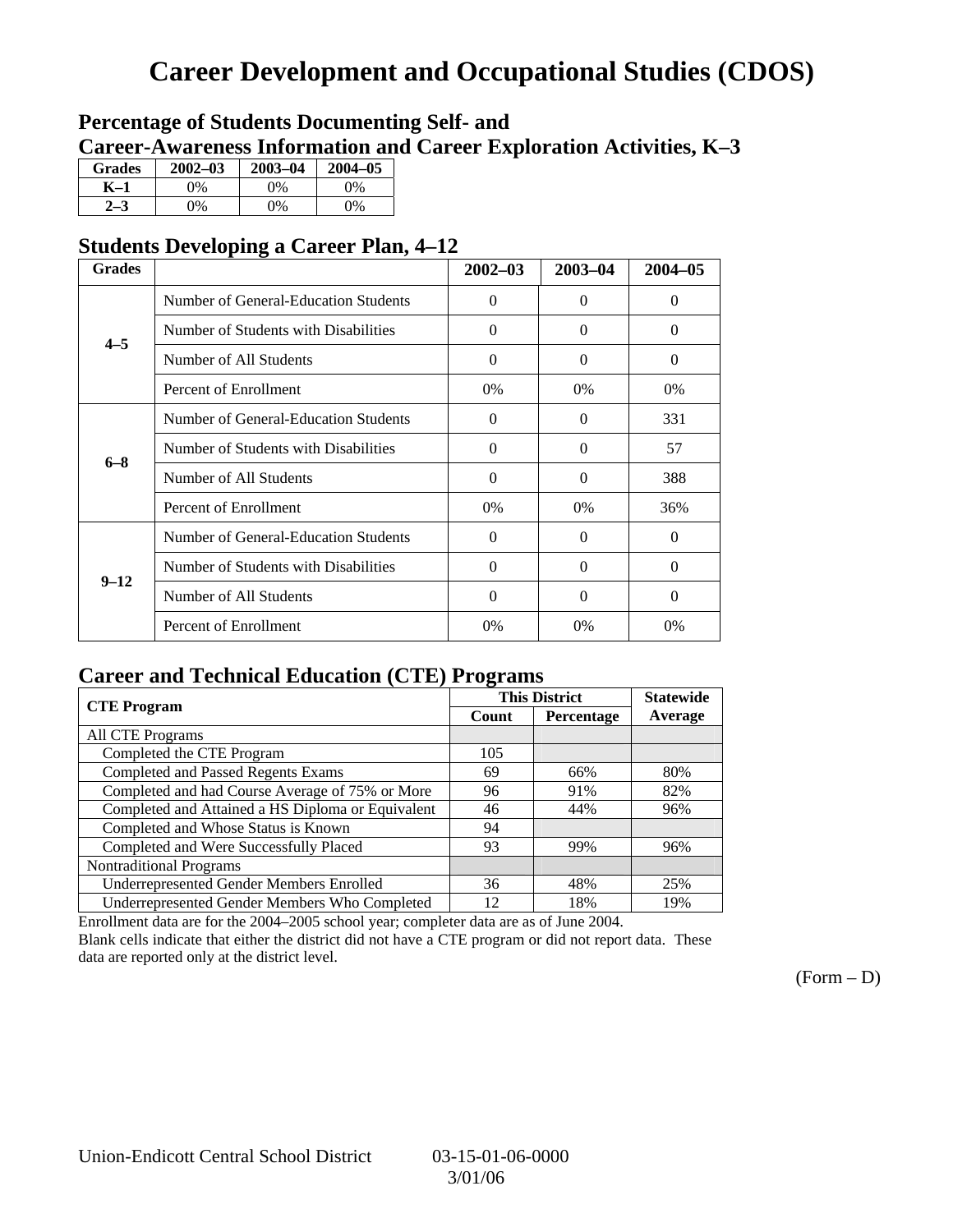# Career Development and Occupational Studies (CDOS)

## Percentage of Students Documenting Self- and Career-Awareness Information and Career Exploration Activities, K–3

| Grades | 2002–03 | 2003–04 | 2004–05 |
|---|---|---|---|
| K–1 | 0% | 0% | 0% |
| 2–3 | 0% | 0% | 0% |

## Students Developing a Career Plan, 4–12

| Grades | | 2002–03 | 2003–04 | 2004–05 |
|---|---|---|---|---|
| 4–5 | Number of General-Education Students | 0 | 0 | 0 |
| | Number of Students with Disabilities | 0 | 0 | 0 |
| | Number of All Students | 0 | 0 | 0 |
| | Percent of Enrollment | 0% | 0% | 0% |
| 6–8 | Number of General-Education Students | 0 | 0 | 331 |
| | Number of Students with Disabilities | 0 | 0 | 57 |
| | Number of All Students | 0 | 0 | 388 |
| | Percent of Enrollment | 0% | 0% | 36% |
| 9–12 | Number of General-Education Students | 0 | 0 | 0 |
| | Number of Students with Disabilities | 0 | 0 | 0 |
| | Number of All Students | 0 | 0 | 0 |
| | Percent of Enrollment | 0% | 0% | 0% |

## Career and Technical Education (CTE) Programs

| CTE Program | This District | | Statewide |
|---|---|---|---|
| | Count | Percentage | Average |
| All CTE Programs | | | |
| Completed the CTE Program | 105 | | |
| Completed and Passed Regents Exams | 69 | 66% | 80% |
| Completed and had Course Average of 75% or More | 96 | 91% | 82% |
| Completed and Attained a HS Diploma or Equivalent | 46 | 44% | 96% |
| Completed and Whose Status is Known | 94 | | |
| Completed and Were Successfully Placed | 93 | 99% | 96% |
| Nontraditional Programs | | | |
| Underrepresented Gender Members Enrolled | 36 | 48% | 25% |
| Underrepresented Gender Members Who Completed | 12 | 18% | 19% |

Enrollment data are for the 2004–2005 school year; completer data are as of June 2004.
Blank cells indicate that either the district did not have a CTE program or did not report data. These data are reported only at the district level.

(Form – D)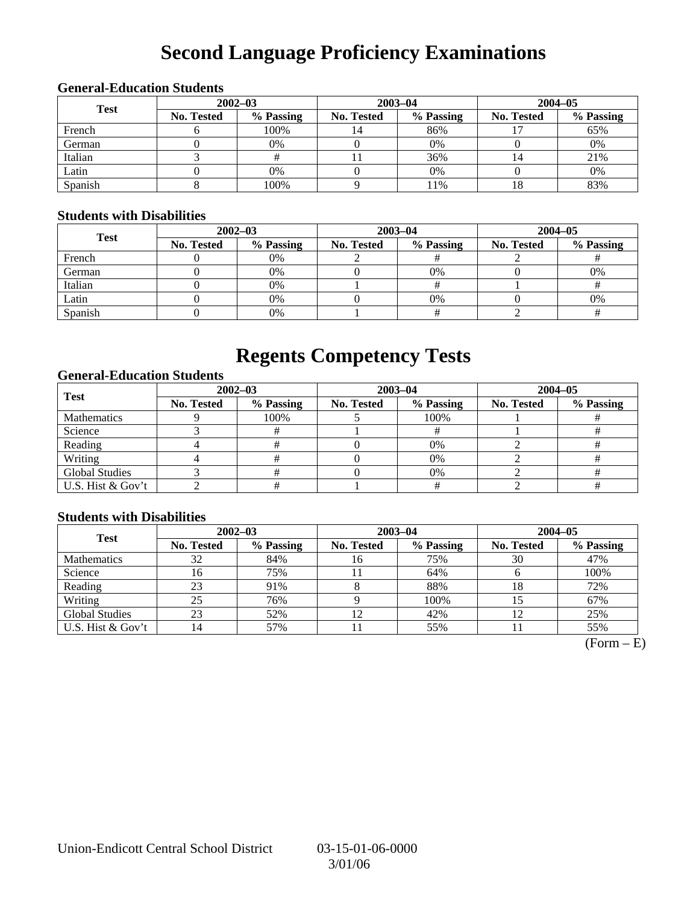# Second Language Proficiency Examinations

### General-Education Students

| Test | 2002–03 | | 2003–04 | | 2004–05 | |
|---|---|---|---|---|---|---|
| | No. Tested | % Passing | No. Tested | % Passing | No. Tested | % Passing |
| French | 6 | 100% | 14 | 86% | 17 | 65% |
| German | 0 | 0% | 0 | 0% | 0 | 0% |
| Italian | 3 | # | 11 | 36% | 14 | 21% |
| Latin | 0 | 0% | 0 | 0% | 0 | 0% |
| Spanish | 8 | 100% | 9 | 11% | 18 | 83% |

### Students with Disabilities

| Test | 2002–03 | | 2003–04 | | 2004–05 | |
|---|---|---|---|---|---|---|
| | No. Tested | % Passing | No. Tested | % Passing | No. Tested | % Passing |
| French | 0 | 0% | 2 | # | 2 | # |
| German | 0 | 0% | 0 | 0% | 0 | 0% |
| Italian | 0 | 0% | 1 | # | 1 | # |
| Latin | 0 | 0% | 0 | 0% | 0 | 0% |
| Spanish | 0 | 0% | 1 | # | 2 | # |

# Regents Competency Tests

### General-Education Students

| Test | 2002–03 | | 2003–04 | | 2004–05 | |
|---|---|---|---|---|---|---|
| | No. Tested | % Passing | No. Tested | % Passing | No. Tested | % Passing |
| Mathematics | 9 | 100% | 5 | 100% | 1 | # |
| Science | 3 | # | 1 | # | 1 | # |
| Reading | 4 | # | 0 | 0% | 2 | # |
| Writing | 4 | # | 0 | 0% | 2 | # |
| Global Studies | 3 | # | 0 | 0% | 2 | # |
| U.S. Hist & Gov't | 2 | # | 1 | # | 2 | # |

### Students with Disabilities

| Test | 2002–03 | | 2003–04 | | 2004–05 | |
|---|---|---|---|---|---|---|
| | No. Tested | % Passing | No. Tested | % Passing | No. Tested | % Passing |
| Mathematics | 32 | 84% | 16 | 75% | 30 | 47% |
| Science | 16 | 75% | 11 | 64% | 6 | 100% |
| Reading | 23 | 91% | 8 | 88% | 18 | 72% |
| Writing | 25 | 76% | 9 | 100% | 15 | 67% |
| Global Studies | 23 | 52% | 12 | 42% | 12 | 25% |
| U.S. Hist & Gov't | 14 | 57% | 11 | 55% | 11 | 55% |

(Form – E)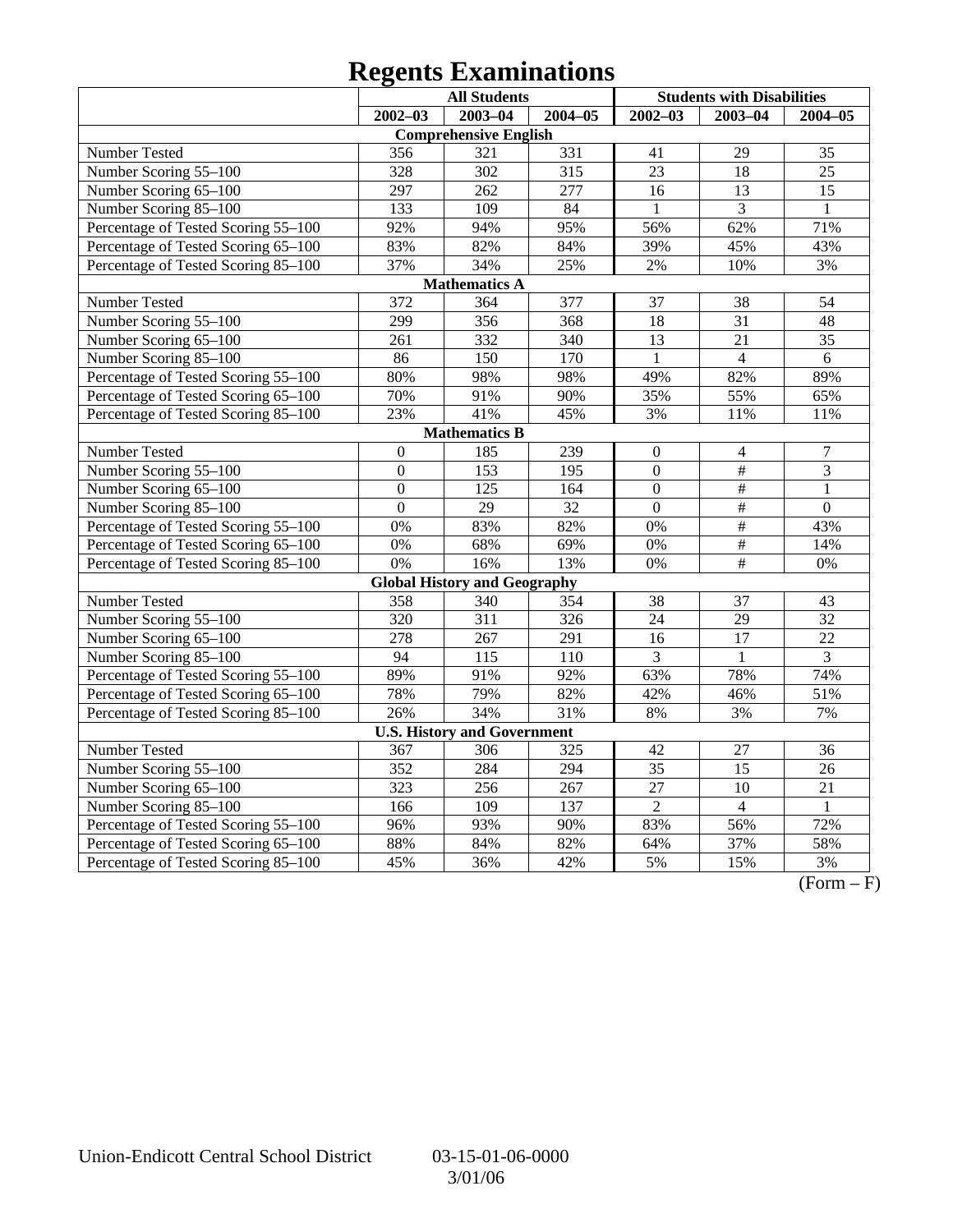# Regents Examinations

| | All Students | | | Students with Disabilities | | |
|---|---|---|---|---|---|---|
| | 2002–03 | 2003–04 | 2004–05 | 2002–03 | 2003–04 | 2004–05 |
| **Comprehensive English** | | | | | | |
| Number Tested | 356 | 321 | 331 | 41 | 29 | 35 |
| Number Scoring 55–100 | 328 | 302 | 315 | 23 | 18 | 25 |
| Number Scoring 65–100 | 297 | 262 | 277 | 16 | 13 | 15 |
| Number Scoring 85–100 | 133 | 109 | 84 | 1 | 3 | 1 |
| Percentage of Tested Scoring 55–100 | 92% | 94% | 95% | 56% | 62% | 71% |
| Percentage of Tested Scoring 65–100 | 83% | 82% | 84% | 39% | 45% | 43% |
| Percentage of Tested Scoring 85–100 | 37% | 34% | 25% | 2% | 10% | 3% |
| **Mathematics A** | | | | | | |
| Number Tested | 372 | 364 | 377 | 37 | 38 | 54 |
| Number Scoring 55–100 | 299 | 356 | 368 | 18 | 31 | 48 |
| Number Scoring 65–100 | 261 | 332 | 340 | 13 | 21 | 35 |
| Number Scoring 85–100 | 86 | 150 | 170 | 1 | 4 | 6 |
| Percentage of Tested Scoring 55–100 | 80% | 98% | 98% | 49% | 82% | 89% |
| Percentage of Tested Scoring 65–100 | 70% | 91% | 90% | 35% | 55% | 65% |
| Percentage of Tested Scoring 85–100 | 23% | 41% | 45% | 3% | 11% | 11% |
| **Mathematics B** | | | | | | |
| Number Tested | 0 | 185 | 239 | 0 | 4 | 7 |
| Number Scoring 55–100 | 0 | 153 | 195 | 0 | # | 3 |
| Number Scoring 65–100 | 0 | 125 | 164 | 0 | # | 1 |
| Number Scoring 85–100 | 0 | 29 | 32 | 0 | # | 0 |
| Percentage of Tested Scoring 55–100 | 0% | 83% | 82% | 0% | # | 43% |
| Percentage of Tested Scoring 65–100 | 0% | 68% | 69% | 0% | # | 14% |
| Percentage of Tested Scoring 85–100 | 0% | 16% | 13% | 0% | # | 0% |
| **Global History and Geography** | | | | | | |
| Number Tested | 358 | 340 | 354 | 38 | 37 | 43 |
| Number Scoring 55–100 | 320 | 311 | 326 | 24 | 29 | 32 |
| Number Scoring 65–100 | 278 | 267 | 291 | 16 | 17 | 22 |
| Number Scoring 85–100 | 94 | 115 | 110 | 3 | 1 | 3 |
| Percentage of Tested Scoring 55–100 | 89% | 91% | 92% | 63% | 78% | 74% |
| Percentage of Tested Scoring 65–100 | 78% | 79% | 82% | 42% | 46% | 51% |
| Percentage of Tested Scoring 85–100 | 26% | 34% | 31% | 8% | 3% | 7% |
| **U.S. History and Government** | | | | | | |
| Number Tested | 367 | 306 | 325 | 42 | 27 | 36 |
| Number Scoring 55–100 | 352 | 284 | 294 | 35 | 15 | 26 |
| Number Scoring 65–100 | 323 | 256 | 267 | 27 | 10 | 21 |
| Number Scoring 85–100 | 166 | 109 | 137 | 2 | 4 | 1 |
| Percentage of Tested Scoring 55–100 | 96% | 93% | 90% | 83% | 56% | 72% |
| Percentage of Tested Scoring 65–100 | 88% | 84% | 82% | 64% | 37% | 58% |
| Percentage of Tested Scoring 85–100 | 45% | 36% | 42% | 5% | 15% | 3% |

(Form – F)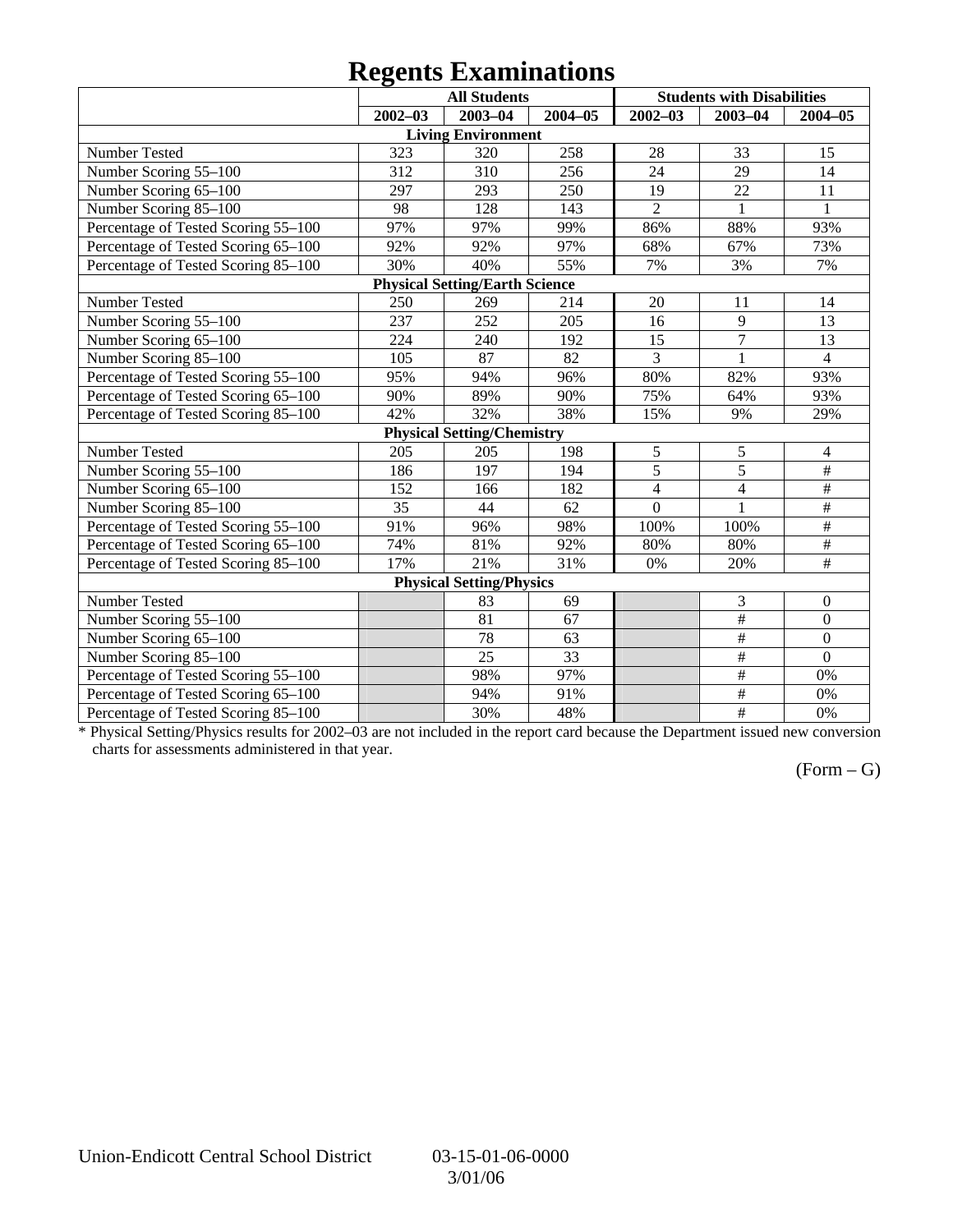# Regents Examinations

| | All Students | | | Students with Disabilities | | |
|---|---|---|---|---|---|---|
| | 2002–03 | 2003–04 | 2004–05 | 2002–03 | 2003–04 | 2004–05 |
| **Living Environment** | | | | | | |
| Number Tested | 323 | 320 | 258 | 28 | 33 | 15 |
| Number Scoring 55–100 | 312 | 310 | 256 | 24 | 29 | 14 |
| Number Scoring 65–100 | 297 | 293 | 250 | 19 | 22 | 11 |
| Number Scoring 85–100 | 98 | 128 | 143 | 2 | 1 | 1 |
| Percentage of Tested Scoring 55–100 | 97% | 97% | 99% | 86% | 88% | 93% |
| Percentage of Tested Scoring 65–100 | 92% | 92% | 97% | 68% | 67% | 73% |
| Percentage of Tested Scoring 85–100 | 30% | 40% | 55% | 7% | 3% | 7% |
| **Physical Setting/Earth Science** | | | | | | |
| Number Tested | 250 | 269 | 214 | 20 | 11 | 14 |
| Number Scoring 55–100 | 237 | 252 | 205 | 16 | 9 | 13 |
| Number Scoring 65–100 | 224 | 240 | 192 | 15 | 7 | 13 |
| Number Scoring 85–100 | 105 | 87 | 82 | 3 | 1 | 4 |
| Percentage of Tested Scoring 55–100 | 95% | 94% | 96% | 80% | 82% | 93% |
| Percentage of Tested Scoring 65–100 | 90% | 89% | 90% | 75% | 64% | 93% |
| Percentage of Tested Scoring 85–100 | 42% | 32% | 38% | 15% | 9% | 29% |
| **Physical Setting/Chemistry** | | | | | | |
| Number Tested | 205 | 205 | 198 | 5 | 5 | 4 |
| Number Scoring 55–100 | 186 | 197 | 194 | 5 | 5 | # |
| Number Scoring 65–100 | 152 | 166 | 182 | 4 | 4 | # |
| Number Scoring 85–100 | 35 | 44 | 62 | 0 | 1 | # |
| Percentage of Tested Scoring 55–100 | 91% | 96% | 98% | 100% | 100% | # |
| Percentage of Tested Scoring 65–100 | 74% | 81% | 92% | 80% | 80% | # |
| Percentage of Tested Scoring 85–100 | 17% | 21% | 31% | 0% | 20% | # |
| **Physical Setting/Physics** | | | | | | |
| Number Tested | | 83 | 69 | | 3 | 0 |
| Number Scoring 55–100 | | 81 | 67 | | # | 0 |
| Number Scoring 65–100 | | 78 | 63 | | # | 0 |
| Number Scoring 85–100 | | 25 | 33 | | # | 0 |
| Percentage of Tested Scoring 55–100 | | 98% | 97% | | # | 0% |
| Percentage of Tested Scoring 65–100 | | 94% | 91% | | # | 0% |
| Percentage of Tested Scoring 85–100 | | 30% | 48% | | # | 0% |

\* Physical Setting/Physics results for 2002–03 are not included in the report card because the Department issued new conversion charts for assessments administered in that year.

(Form – G)

Union-Endicott Central School District 03-15-01-06-0000
3/01/06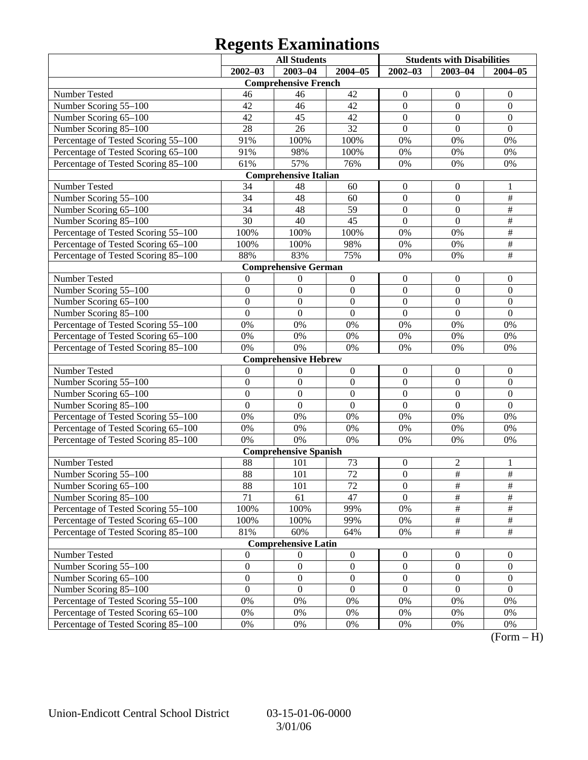# Regents Examinations

| | All Students | | | Students with Disabilities | | |
|---|---|---|---|---|---|---|
| | 2002–03 | 2003–04 | 2004–05 | 2002–03 | 2003–04 | 2004–05 |
| **Comprehensive French** | | | | | | |
| Number Tested | 46 | 46 | 42 | 0 | 0 | 0 |
| Number Scoring 55–100 | 42 | 46 | 42 | 0 | 0 | 0 |
| Number Scoring 65–100 | 42 | 45 | 42 | 0 | 0 | 0 |
| Number Scoring 85–100 | 28 | 26 | 32 | 0 | 0 | 0 |
| Percentage of Tested Scoring 55–100 | 91% | 100% | 100% | 0% | 0% | 0% |
| Percentage of Tested Scoring 65–100 | 91% | 98% | 100% | 0% | 0% | 0% |
| Percentage of Tested Scoring 85–100 | 61% | 57% | 76% | 0% | 0% | 0% |
| **Comprehensive Italian** | | | | | | |
| Number Tested | 34 | 48 | 60 | 0 | 0 | 1 |
| Number Scoring 55–100 | 34 | 48 | 60 | 0 | 0 | # |
| Number Scoring 65–100 | 34 | 48 | 59 | 0 | 0 | # |
| Number Scoring 85–100 | 30 | 40 | 45 | 0 | 0 | # |
| Percentage of Tested Scoring 55–100 | 100% | 100% | 100% | 0% | 0% | # |
| Percentage of Tested Scoring 65–100 | 100% | 100% | 98% | 0% | 0% | # |
| Percentage of Tested Scoring 85–100 | 88% | 83% | 75% | 0% | 0% | # |
| **Comprehensive German** | | | | | | |
| Number Tested | 0 | 0 | 0 | 0 | 0 | 0 |
| Number Scoring 55–100 | 0 | 0 | 0 | 0 | 0 | 0 |
| Number Scoring 65–100 | 0 | 0 | 0 | 0 | 0 | 0 |
| Number Scoring 85–100 | 0 | 0 | 0 | 0 | 0 | 0 |
| Percentage of Tested Scoring 55–100 | 0% | 0% | 0% | 0% | 0% | 0% |
| Percentage of Tested Scoring 65–100 | 0% | 0% | 0% | 0% | 0% | 0% |
| Percentage of Tested Scoring 85–100 | 0% | 0% | 0% | 0% | 0% | 0% |
| **Comprehensive Hebrew** | | | | | | |
| Number Tested | 0 | 0 | 0 | 0 | 0 | 0 |
| Number Scoring 55–100 | 0 | 0 | 0 | 0 | 0 | 0 |
| Number Scoring 65–100 | 0 | 0 | 0 | 0 | 0 | 0 |
| Number Scoring 85–100 | 0 | 0 | 0 | 0 | 0 | 0 |
| Percentage of Tested Scoring 55–100 | 0% | 0% | 0% | 0% | 0% | 0% |
| Percentage of Tested Scoring 65–100 | 0% | 0% | 0% | 0% | 0% | 0% |
| Percentage of Tested Scoring 85–100 | 0% | 0% | 0% | 0% | 0% | 0% |
| **Comprehensive Spanish** | | | | | | |
| Number Tested | 88 | 101 | 73 | 0 | 2 | 1 |
| Number Scoring 55–100 | 88 | 101 | 72 | 0 | # | # |
| Number Scoring 65–100 | 88 | 101 | 72 | 0 | # | # |
| Number Scoring 85–100 | 71 | 61 | 47 | 0 | # | # |
| Percentage of Tested Scoring 55–100 | 100% | 100% | 99% | 0% | # | # |
| Percentage of Tested Scoring 65–100 | 100% | 100% | 99% | 0% | # | # |
| Percentage of Tested Scoring 85–100 | 81% | 60% | 64% | 0% | # | # |
| **Comprehensive Latin** | | | | | | |
| Number Tested | 0 | 0 | 0 | 0 | 0 | 0 |
| Number Scoring 55–100 | 0 | 0 | 0 | 0 | 0 | 0 |
| Number Scoring 65–100 | 0 | 0 | 0 | 0 | 0 | 0 |
| Number Scoring 85–100 | 0 | 0 | 0 | 0 | 0 | 0 |
| Percentage of Tested Scoring 55–100 | 0% | 0% | 0% | 0% | 0% | 0% |
| Percentage of Tested Scoring 65–100 | 0% | 0% | 0% | 0% | 0% | 0% |
| Percentage of Tested Scoring 85–100 | 0% | 0% | 0% | 0% | 0% | 0% |

(Form – H)

Union-Endicott Central School District 03-15-01-06-0000

3/01/06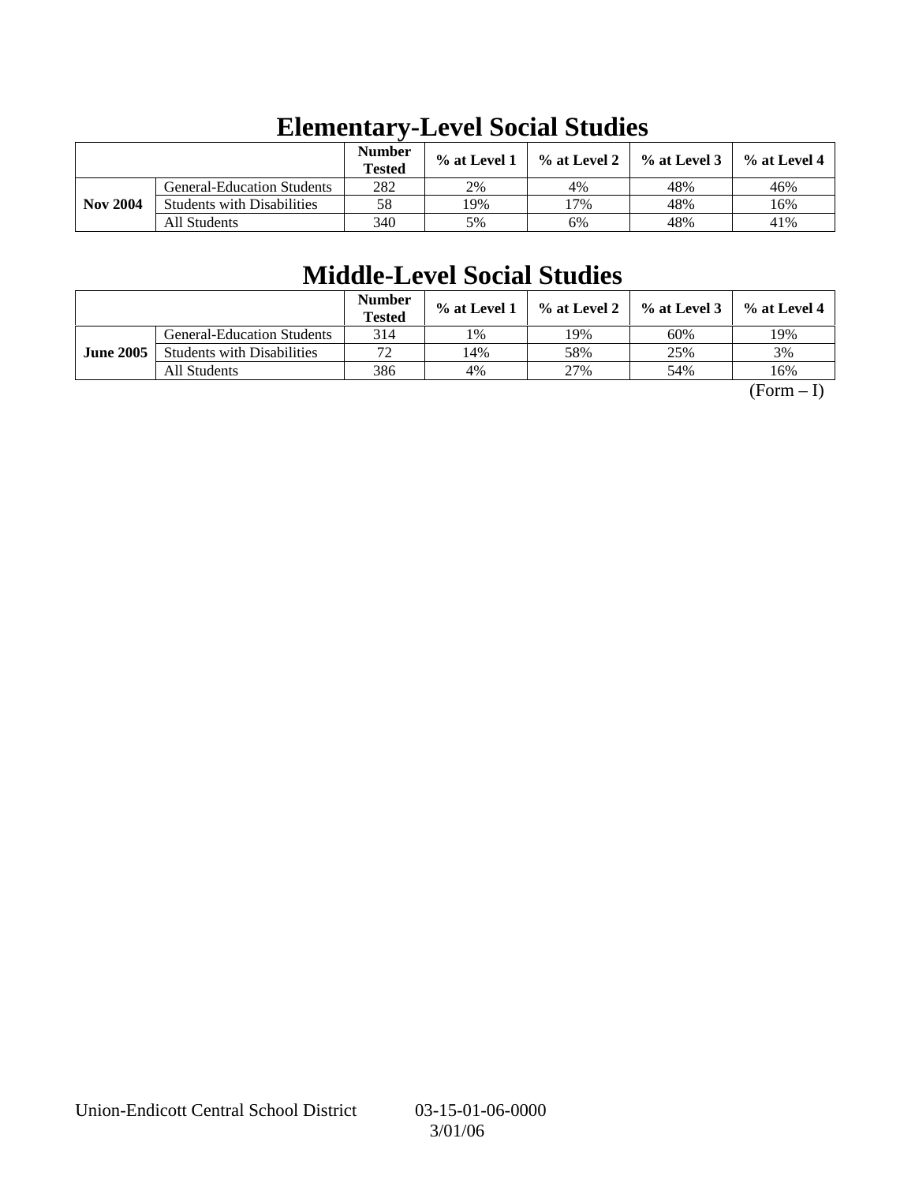## Elementary-Level Social Studies

| | | Number Tested | % at Level 1 | % at Level 2 | % at Level 3 | % at Level 4 |
|---|---|---|---|---|---|---|
| **Nov 2004** | General-Education Students | 282 | 2% | 4% | 48% | 46% |
| | Students with Disabilities | 58 | 19% | 17% | 48% | 16% |
| | All Students | 340 | 5% | 6% | 48% | 41% |

## Middle-Level Social Studies

| | | Number Tested | % at Level 1 | % at Level 2 | % at Level 3 | % at Level 4 |
|---|---|---|---|---|---|---|
| **June 2005** | General-Education Students | 314 | 1% | 19% | 60% | 19% |
| | Students with Disabilities | 72 | 14% | 58% | 25% | 3% |
| | All Students | 386 | 4% | 27% | 54% | 16% |

(Form – I)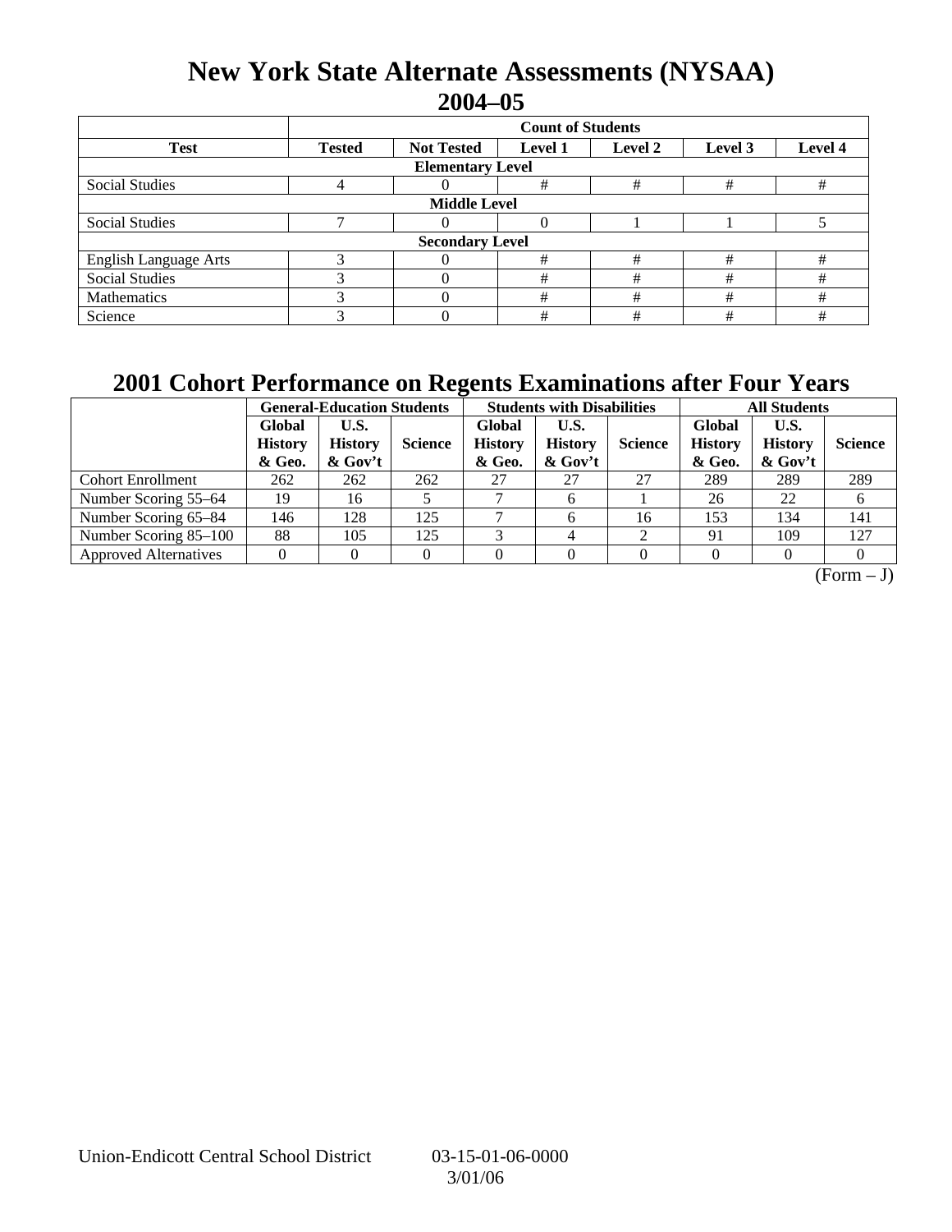# New York State Alternate Assessments (NYSAA)

## 2004–05

| | Count of Students | | | | | |
|---|---|---|---|---|---|---|
| **Test** | **Tested** | **Not Tested** | **Level 1** | **Level 2** | **Level 3** | **Level 4** |
| **Elementary Level** | | | | | | |
| Social Studies | 4 | 0 | # | # | # | # |
| **Middle Level** | | | | | | |
| Social Studies | 7 | 0 | 0 | 1 | 1 | 5 |
| **Secondary Level** | | | | | | |
| English Language Arts | 3 | 0 | # | # | # | # |
| Social Studies | 3 | 0 | # | # | # | # |
| Mathematics | 3 | 0 | # | # | # | # |
| Science | 3 | 0 | # | # | # | # |

# 2001 Cohort Performance on Regents Examinations after Four Years

| | General-Education Students | | | Students with Disabilities | | | All Students | | |
|---|---|---|---|---|---|---|---|---|---|
| | **Global History & Geo.** | **U.S. History & Gov't** | **Science** | **Global History & Geo.** | **U.S. History & Gov't** | **Science** | **Global History & Geo.** | **U.S. History & Gov't** | **Science** |
| Cohort Enrollment | 262 | 262 | 262 | 27 | 27 | 27 | 289 | 289 | 289 |
| Number Scoring 55–64 | 19 | 16 | 5 | 7 | 6 | 1 | 26 | 22 | 6 |
| Number Scoring 65–84 | 146 | 128 | 125 | 7 | 6 | 16 | 153 | 134 | 141 |
| Number Scoring 85–100 | 88 | 105 | 125 | 3 | 4 | 2 | 91 | 109 | 127 |
| Approved Alternatives | 0 | 0 | 0 | 0 | 0 | 0 | 0 | 0 | 0 |

(Form – J)

Union-Endicott Central School District 03-15-01-06-0000

3/01/06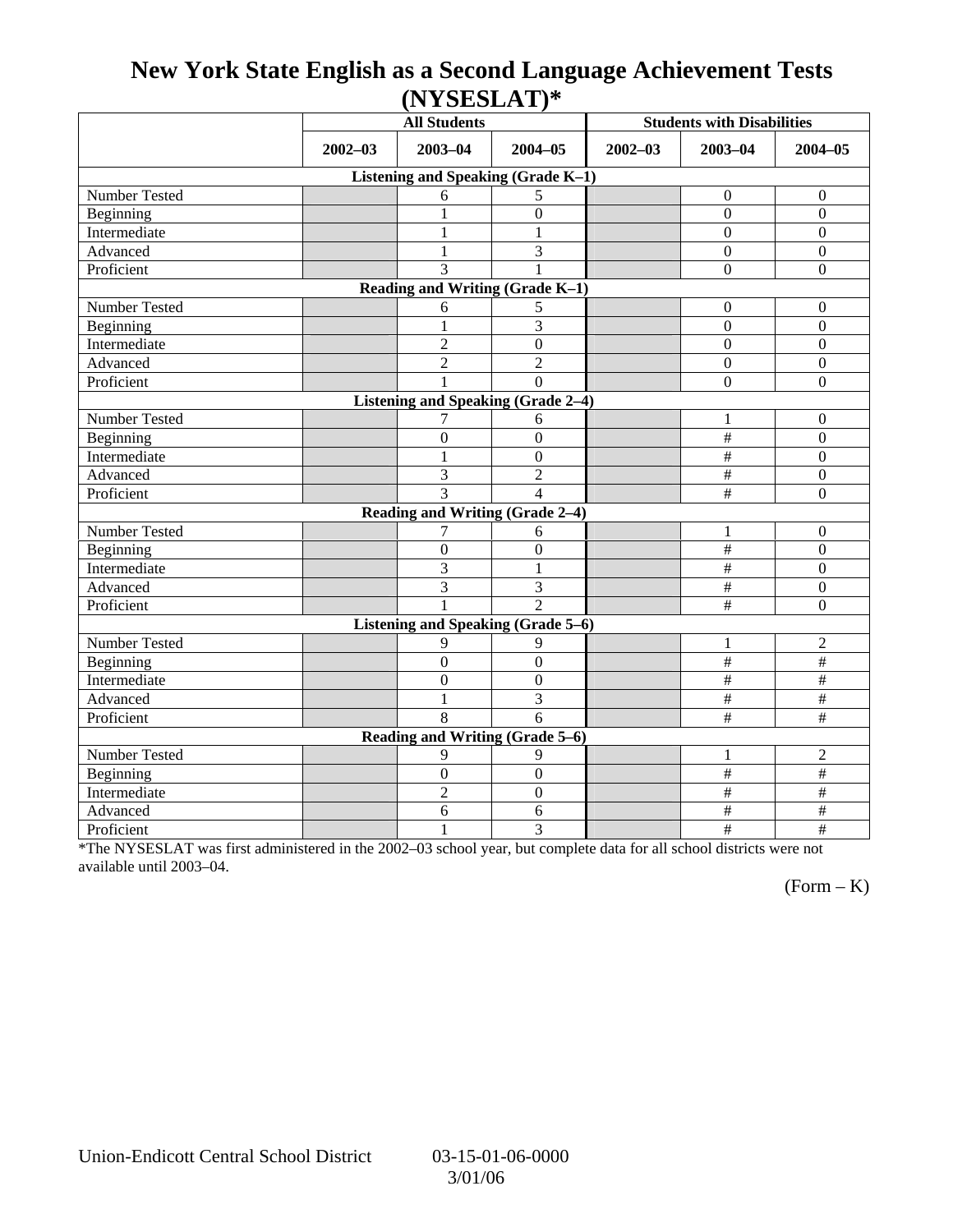# New York State English as a Second Language Achievement Tests (NYSESLAT)*

| | All Students | | | Students with Disabilities | | |
|---|---|---|---|---|---|---|
| | 2002–03 | 2003–04 | 2004–05 | 2002–03 | 2003–04 | 2004–05 |
| **Listening and Speaking (Grade K–1)** | | | | | | |
| Number Tested | | 6 | 5 | | 0 | 0 |
| Beginning | | 1 | 0 | | 0 | 0 |
| Intermediate | | 1 | 1 | | 0 | 0 |
| Advanced | | 1 | 3 | | 0 | 0 |
| Proficient | | 3 | 1 | | 0 | 0 |
| **Reading and Writing (Grade K–1)** | | | | | | |
| Number Tested | | 6 | 5 | | 0 | 0 |
| Beginning | | 1 | 3 | | 0 | 0 |
| Intermediate | | 2 | 0 | | 0 | 0 |
| Advanced | | 2 | 2 | | 0 | 0 |
| Proficient | | 1 | 0 | | 0 | 0 |
| **Listening and Speaking (Grade 2–4)** | | | | | | |
| Number Tested | | 7 | 6 | | 1 | 0 |
| Beginning | | 0 | 0 | | # | 0 |
| Intermediate | | 1 | 0 | | # | 0 |
| Advanced | | 3 | 2 | | # | 0 |
| Proficient | | 3 | 4 | | # | 0 |
| **Reading and Writing (Grade 2–4)** | | | | | | |
| Number Tested | | 7 | 6 | | 1 | 0 |
| Beginning | | 0 | 0 | | # | 0 |
| Intermediate | | 3 | 1 | | # | 0 |
| Advanced | | 3 | 3 | | # | 0 |
| Proficient | | 1 | 2 | | # | 0 |
| **Listening and Speaking (Grade 5–6)** | | | | | | |
| Number Tested | | 9 | 9 | | 1 | 2 |
| Beginning | | 0 | 0 | | # | # |
| Intermediate | | 0 | 0 | | # | # |
| Advanced | | 1 | 3 | | # | # |
| Proficient | | 8 | 6 | | # | # |
| **Reading and Writing (Grade 5–6)** | | | | | | |
| Number Tested | | 9 | 9 | | 1 | 2 |
| Beginning | | 0 | 0 | | # | # |
| Intermediate | | 2 | 0 | | # | # |
| Advanced | | 6 | 6 | | # | # |
| Proficient | | 1 | 3 | | # | # |

*The NYSESLAT was first administered in the 2002–03 school year, but complete data for all school districts were not available until 2003–04.

(Form – K)

Union-Endicott Central School District 03-15-01-06-0000

3/01/06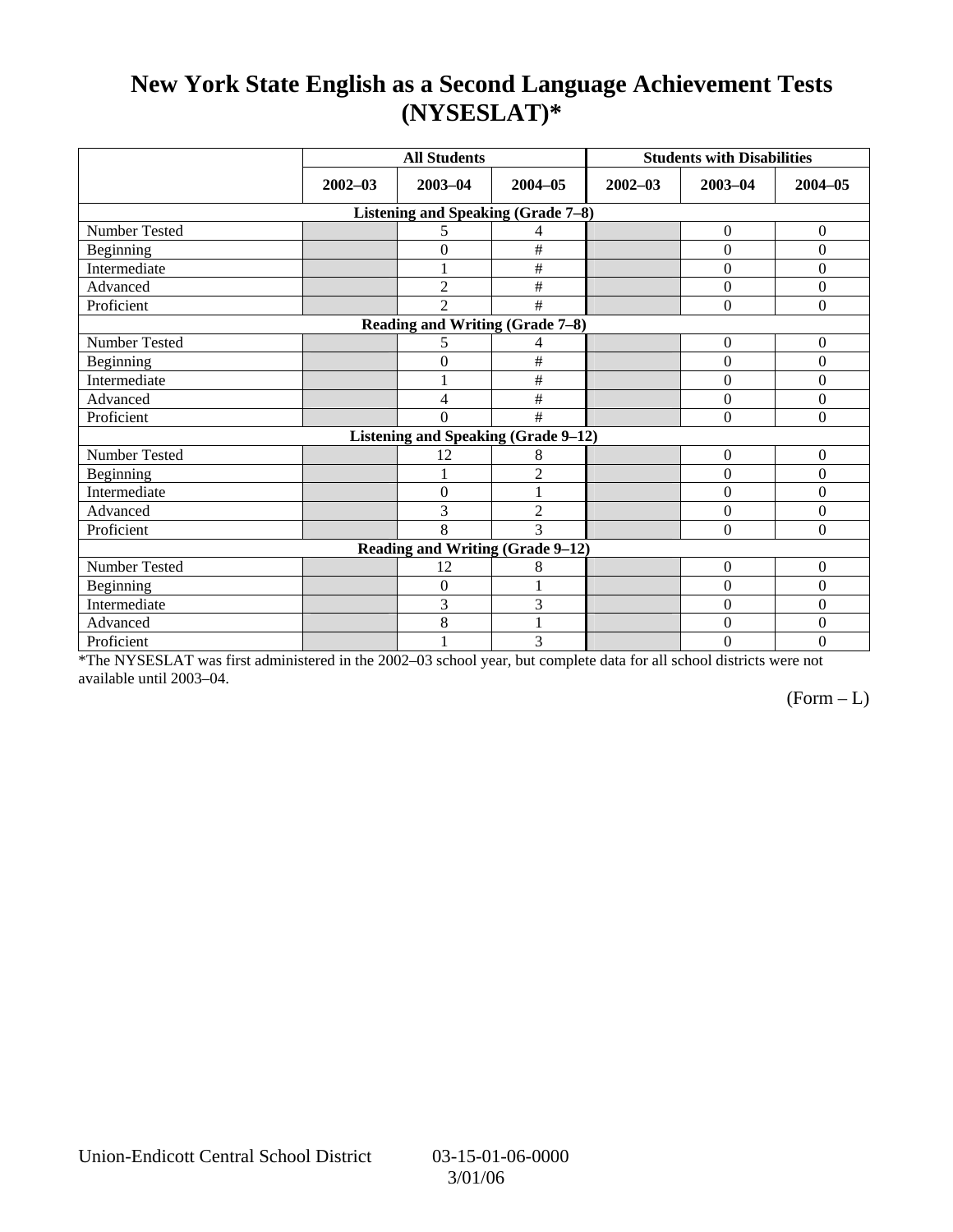# New York State English as a Second Language Achievement Tests (NYSESLAT)*

| | All Students | | | Students with Disabilities | | |
|---|---|---|---|---|---|---|
| | 2002–03 | 2003–04 | 2004–05 | 2002–03 | 2003–04 | 2004–05 |
| **Listening and Speaking (Grade 7–8)** | | | | | | |
| Number Tested | | 5 | 4 | | 0 | 0 |
| Beginning | | 0 | # | | 0 | 0 |
| Intermediate | | 1 | # | | 0 | 0 |
| Advanced | | 2 | # | | 0 | 0 |
| Proficient | | 2 | # | | 0 | 0 |
| **Reading and Writing (Grade 7–8)** | | | | | | |
| Number Tested | | 5 | 4 | | 0 | 0 |
| Beginning | | 0 | # | | 0 | 0 |
| Intermediate | | 1 | # | | 0 | 0 |
| Advanced | | 4 | # | | 0 | 0 |
| Proficient | | 0 | # | | 0 | 0 |
| **Listening and Speaking (Grade 9–12)** | | | | | | |
| Number Tested | | 12 | 8 | | 0 | 0 |
| Beginning | | 1 | 2 | | 0 | 0 |
| Intermediate | | 0 | 1 | | 0 | 0 |
| Advanced | | 3 | 2 | | 0 | 0 |
| Proficient | | 8 | 3 | | 0 | 0 |
| **Reading and Writing (Grade 9–12)** | | | | | | |
| Number Tested | | 12 | 8 | | 0 | 0 |
| Beginning | | 0 | 1 | | 0 | 0 |
| Intermediate | | 3 | 3 | | 0 | 0 |
| Advanced | | 8 | 1 | | 0 | 0 |
| Proficient | | 1 | 3 | | 0 | 0 |

*The NYSESLAT was first administered in the 2002–03 school year, but complete data for all school districts were not available until 2003–04.

(Form – L)

Union-Endicott Central School District 03-15-01-06-0000

3/01/06